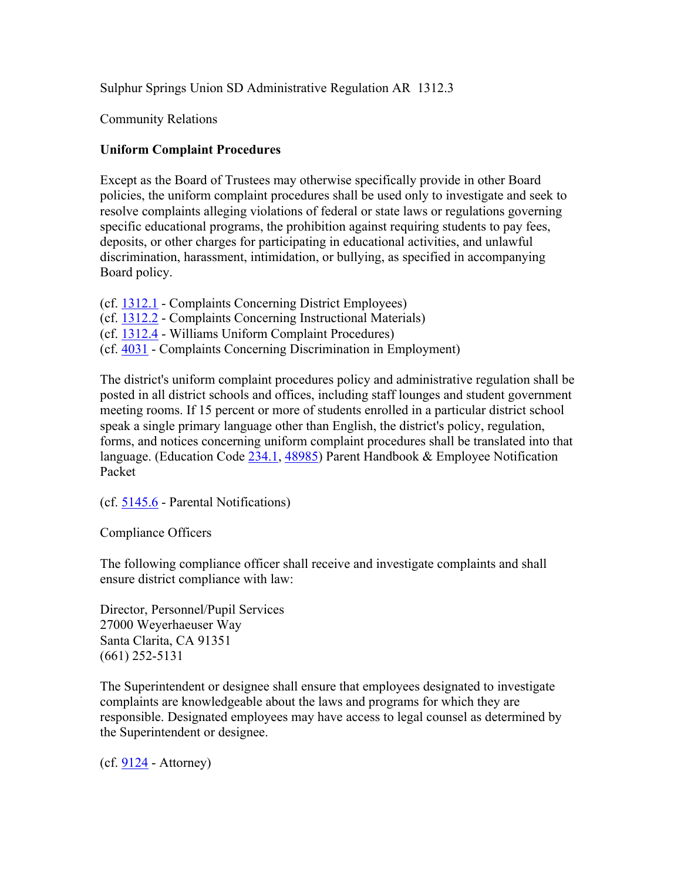Sulphur Springs Union SD Administrative Regulation AR 1312.3

Community Relations

**Uniform Complaint Procedures**

Except as the Board of Trustees may otherwise specifically provide in other Board policies, the uniform complaint procedures shall be used only to investigate and seek to resolve complaints alleging violations of federal or state laws or regulations governing specific educational programs, the prohibition against requiring students to pay fees, deposits, or other charges for participating in educational activities, and unlawful discrimination, harassment, intimidation, or bullying, as specified in accompanying Board policy.

(cf. 1312.1 - Complaints Concerning District Employees)
(cf. 1312.2 - Complaints Concerning Instructional Materials)
(cf. 1312.4 - Williams Uniform Complaint Procedures)
(cf. 4031 - Complaints Concerning Discrimination in Employment)

The district's uniform complaint procedures policy and administrative regulation shall be posted in all district schools and offices, including staff lounges and student government meeting rooms. If 15 percent or more of students enrolled in a particular district school speak a single primary language other than English, the district's policy, regulation, forms, and notices concerning uniform complaint procedures shall be translated into that language. (Education Code 234.1, 48985) Parent Handbook & Employee Notification Packet

(cf. 5145.6 - Parental Notifications)

Compliance Officers

The following compliance officer shall receive and investigate complaints and shall ensure district compliance with law:

Director, Personnel/Pupil Services
27000 Weyerhaeuser Way
Santa Clarita, CA 91351
(661) 252-5131

The Superintendent or designee shall ensure that employees designated to investigate complaints are knowledgeable about the laws and programs for which they are responsible. Designated employees may have access to legal counsel as determined by the Superintendent or designee.

(cf. 9124 - Attorney)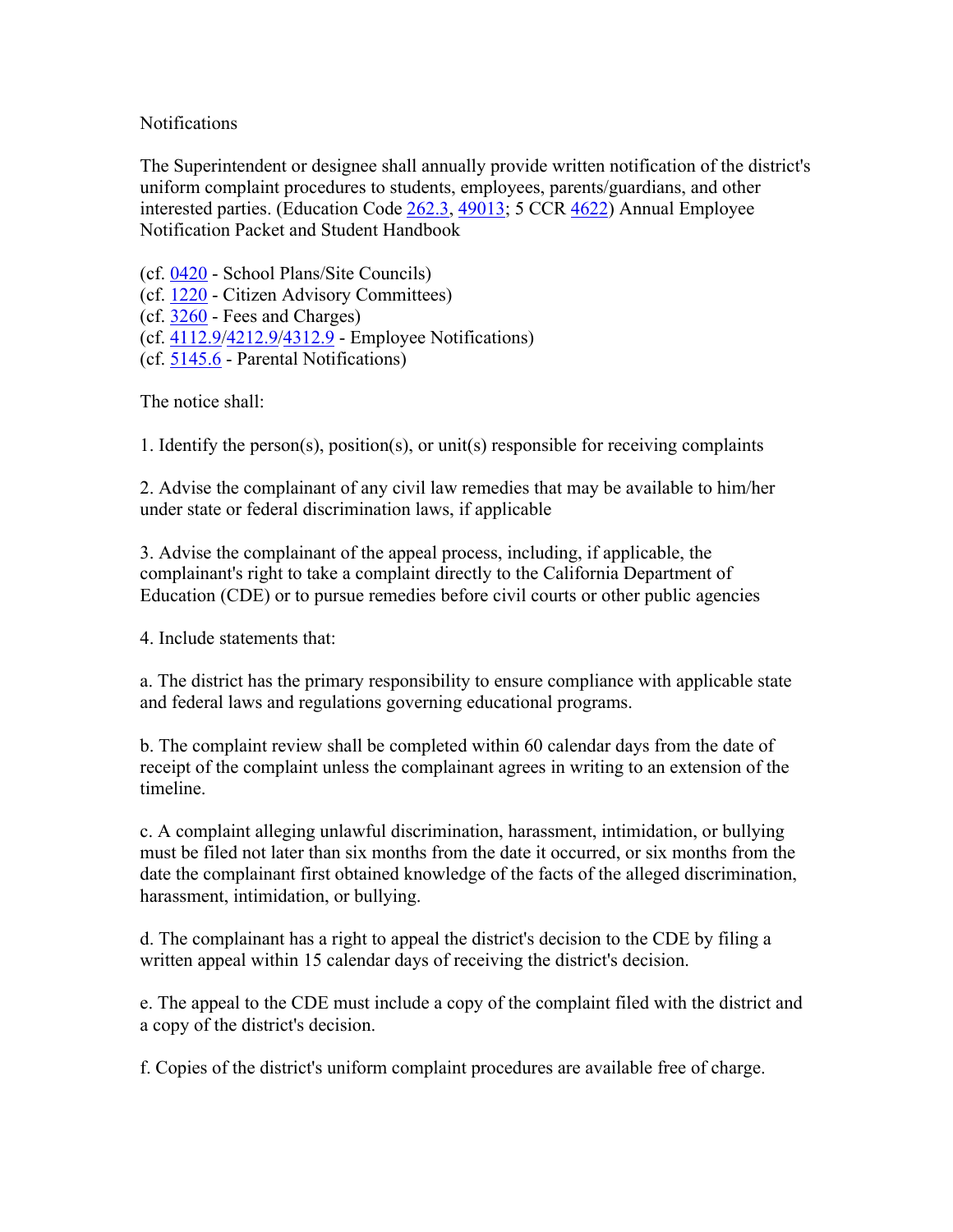Notifications

The Superintendent or designee shall annually provide written notification of the district's uniform complaint procedures to students, employees, parents/guardians, and other interested parties. (Education Code 262.3, 49013; 5 CCR 4622) Annual Employee Notification Packet and Student Handbook

(cf. 0420 - School Plans/Site Councils)
(cf. 1220 - Citizen Advisory Committees)
(cf. 3260 - Fees and Charges)
(cf. 4112.9/4212.9/4312.9 - Employee Notifications)
(cf. 5145.6 - Parental Notifications)

The notice shall:

1. Identify the person(s), position(s), or unit(s) responsible for receiving complaints

2. Advise the complainant of any civil law remedies that may be available to him/her under state or federal discrimination laws, if applicable

3. Advise the complainant of the appeal process, including, if applicable, the complainant's right to take a complaint directly to the California Department of Education (CDE) or to pursue remedies before civil courts or other public agencies

4. Include statements that:

a. The district has the primary responsibility to ensure compliance with applicable state and federal laws and regulations governing educational programs.

b. The complaint review shall be completed within 60 calendar days from the date of receipt of the complaint unless the complainant agrees in writing to an extension of the timeline.

c. A complaint alleging unlawful discrimination, harassment, intimidation, or bullying must be filed not later than six months from the date it occurred, or six months from the date the complainant first obtained knowledge of the facts of the alleged discrimination, harassment, intimidation, or bullying.

d. The complainant has a right to appeal the district's decision to the CDE by filing a written appeal within 15 calendar days of receiving the district's decision.

e. The appeal to the CDE must include a copy of the complaint filed with the district and a copy of the district's decision.

f. Copies of the district's uniform complaint procedures are available free of charge.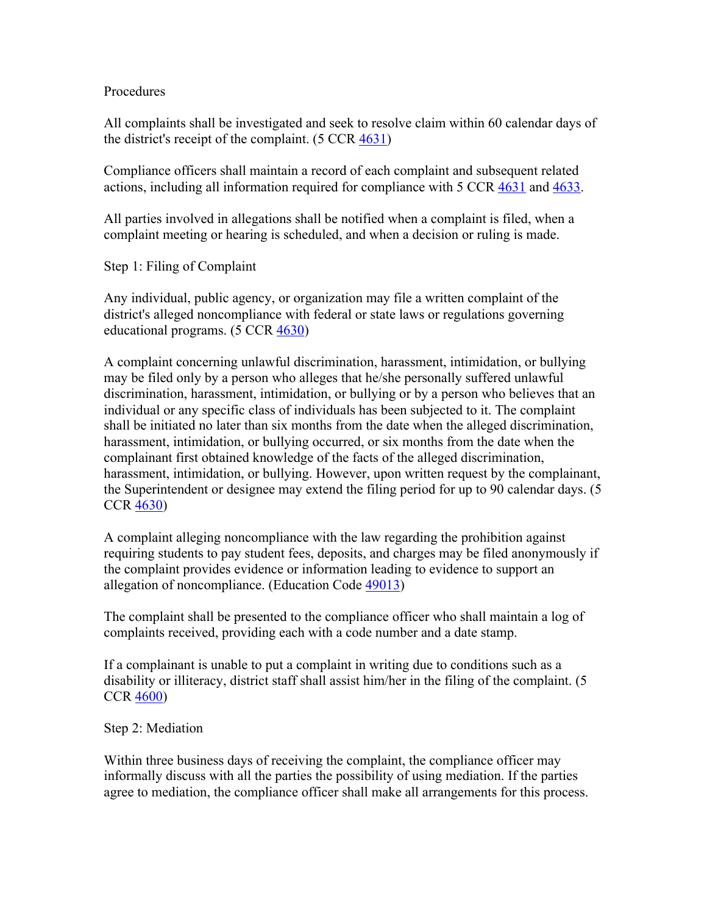Procedures

All complaints shall be investigated and seek to resolve claim within 60 calendar days of the district's receipt of the complaint. (5 CCR 4631)

Compliance officers shall maintain a record of each complaint and subsequent related actions, including all information required for compliance with 5 CCR 4631 and 4633.

All parties involved in allegations shall be notified when a complaint is filed, when a complaint meeting or hearing is scheduled, and when a decision or ruling is made.

Step 1: Filing of Complaint

Any individual, public agency, or organization may file a written complaint of the district's alleged noncompliance with federal or state laws or regulations governing educational programs. (5 CCR 4630)

A complaint concerning unlawful discrimination, harassment, intimidation, or bullying may be filed only by a person who alleges that he/she personally suffered unlawful discrimination, harassment, intimidation, or bullying or by a person who believes that an individual or any specific class of individuals has been subjected to it. The complaint shall be initiated no later than six months from the date when the alleged discrimination, harassment, intimidation, or bullying occurred, or six months from the date when the complainant first obtained knowledge of the facts of the alleged discrimination, harassment, intimidation, or bullying. However, upon written request by the complainant, the Superintendent or designee may extend the filing period for up to 90 calendar days. (5 CCR 4630)

A complaint alleging noncompliance with the law regarding the prohibition against requiring students to pay student fees, deposits, and charges may be filed anonymously if the complaint provides evidence or information leading to evidence to support an allegation of noncompliance. (Education Code 49013)

The complaint shall be presented to the compliance officer who shall maintain a log of complaints received, providing each with a code number and a date stamp.

If a complainant is unable to put a complaint in writing due to conditions such as a disability or illiteracy, district staff shall assist him/her in the filing of the complaint. (5 CCR 4600)

Step 2: Mediation

Within three business days of receiving the complaint, the compliance officer may informally discuss with all the parties the possibility of using mediation. If the parties agree to mediation, the compliance officer shall make all arrangements for this process.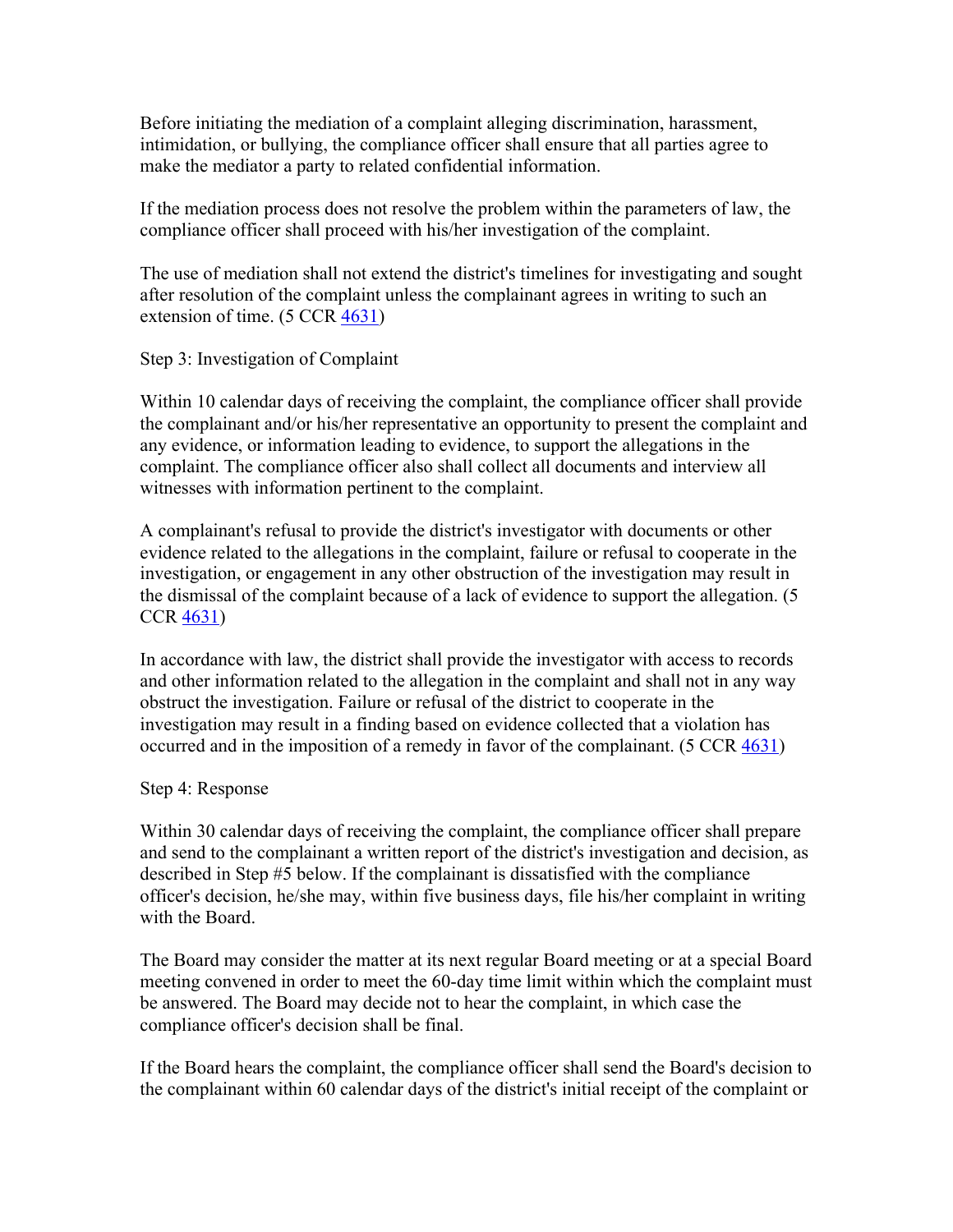Before initiating the mediation of a complaint alleging discrimination, harassment, intimidation, or bullying, the compliance officer shall ensure that all parties agree to make the mediator a party to related confidential information.

If the mediation process does not resolve the problem within the parameters of law, the compliance officer shall proceed with his/her investigation of the complaint.

The use of mediation shall not extend the district's timelines for investigating and sought after resolution of the complaint unless the complainant agrees in writing to such an extension of time. (5 CCR 4631)

Step 3: Investigation of Complaint

Within 10 calendar days of receiving the complaint, the compliance officer shall provide the complainant and/or his/her representative an opportunity to present the complaint and any evidence, or information leading to evidence, to support the allegations in the complaint. The compliance officer also shall collect all documents and interview all witnesses with information pertinent to the complaint.

A complainant's refusal to provide the district's investigator with documents or other evidence related to the allegations in the complaint, failure or refusal to cooperate in the investigation, or engagement in any other obstruction of the investigation may result in the dismissal of the complaint because of a lack of evidence to support the allegation. (5 CCR 4631)

In accordance with law, the district shall provide the investigator with access to records and other information related to the allegation in the complaint and shall not in any way obstruct the investigation. Failure or refusal of the district to cooperate in the investigation may result in a finding based on evidence collected that a violation has occurred and in the imposition of a remedy in favor of the complainant. (5 CCR 4631)

Step 4: Response

Within 30 calendar days of receiving the complaint, the compliance officer shall prepare and send to the complainant a written report of the district's investigation and decision, as described in Step #5 below. If the complainant is dissatisfied with the compliance officer's decision, he/she may, within five business days, file his/her complaint in writing with the Board.

The Board may consider the matter at its next regular Board meeting or at a special Board meeting convened in order to meet the 60-day time limit within which the complaint must be answered. The Board may decide not to hear the complaint, in which case the compliance officer's decision shall be final.

If the Board hears the complaint, the compliance officer shall send the Board's decision to the complainant within 60 calendar days of the district's initial receipt of the complaint or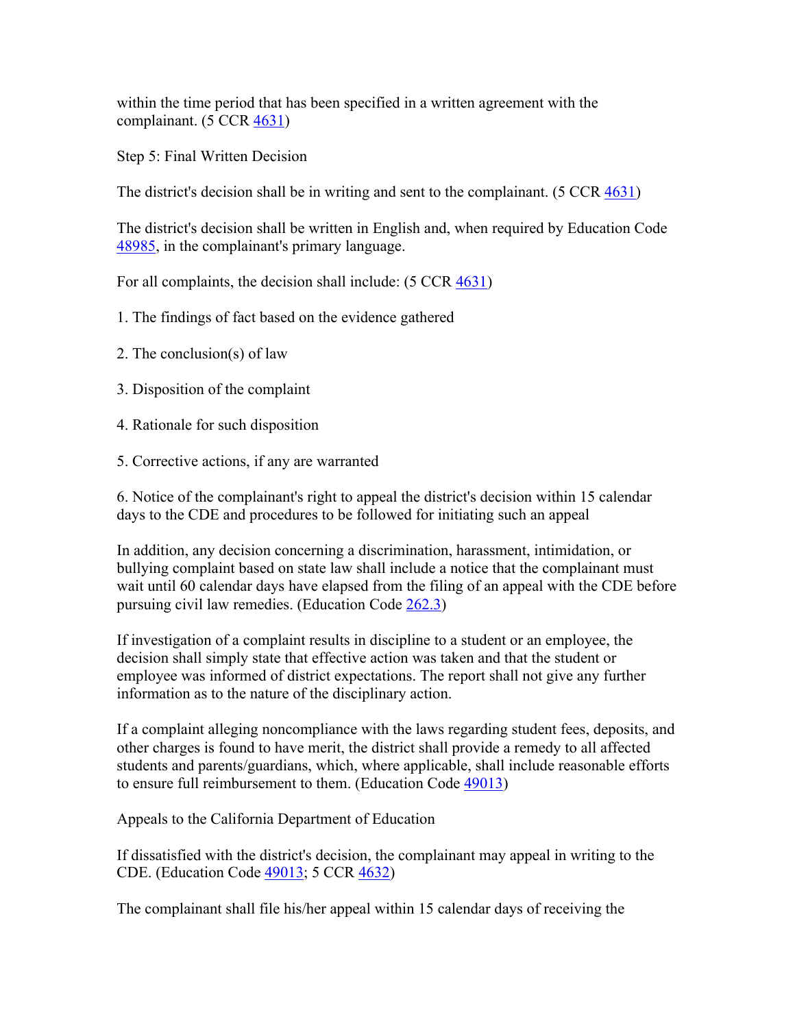within the time period that has been specified in a written agreement with the complainant. (5 CCR 4631)

Step 5: Final Written Decision

The district's decision shall be in writing and sent to the complainant. (5 CCR 4631)

The district's decision shall be written in English and, when required by Education Code 48985, in the complainant's primary language.

For all complaints, the decision shall include: (5 CCR 4631)

1. The findings of fact based on the evidence gathered

2. The conclusion(s) of law

3. Disposition of the complaint

4. Rationale for such disposition

5. Corrective actions, if any are warranted

6. Notice of the complainant's right to appeal the district's decision within 15 calendar days to the CDE and procedures to be followed for initiating such an appeal

In addition, any decision concerning a discrimination, harassment, intimidation, or bullying complaint based on state law shall include a notice that the complainant must wait until 60 calendar days have elapsed from the filing of an appeal with the CDE before pursuing civil law remedies. (Education Code 262.3)

If investigation of a complaint results in discipline to a student or an employee, the decision shall simply state that effective action was taken and that the student or employee was informed of district expectations. The report shall not give any further information as to the nature of the disciplinary action.

If a complaint alleging noncompliance with the laws regarding student fees, deposits, and other charges is found to have merit, the district shall provide a remedy to all affected students and parents/guardians, which, where applicable, shall include reasonable efforts to ensure full reimbursement to them. (Education Code 49013)

Appeals to the California Department of Education

If dissatisfied with the district's decision, the complainant may appeal in writing to the CDE. (Education Code 49013; 5 CCR 4632)

The complainant shall file his/her appeal within 15 calendar days of receiving the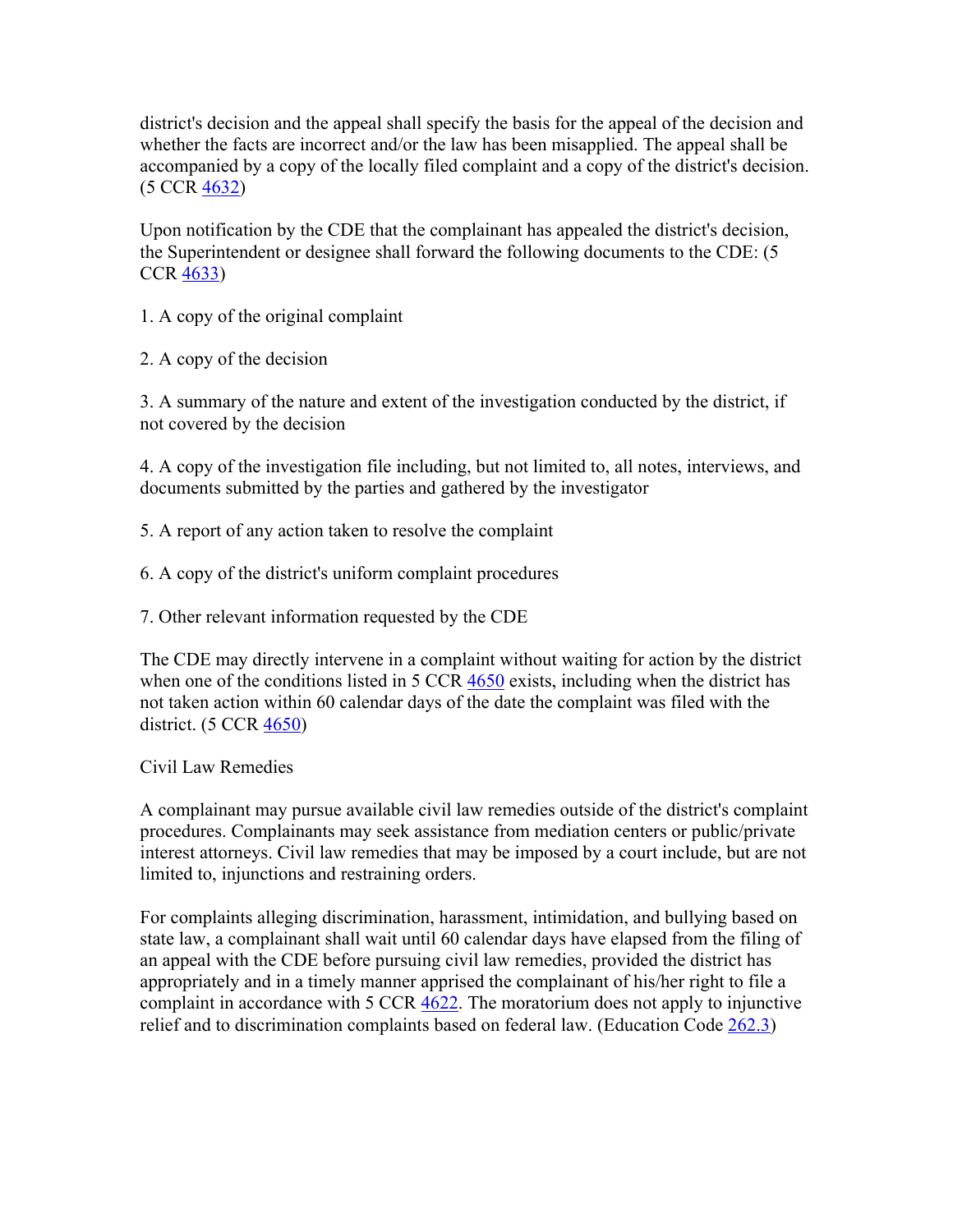district's decision and the appeal shall specify the basis for the appeal of the decision and whether the facts are incorrect and/or the law has been misapplied. The appeal shall be accompanied by a copy of the locally filed complaint and a copy of the district's decision. (5 CCR 4632)

Upon notification by the CDE that the complainant has appealed the district's decision, the Superintendent or designee shall forward the following documents to the CDE: (5 CCR 4633)

1. A copy of the original complaint

2. A copy of the decision

3. A summary of the nature and extent of the investigation conducted by the district, if not covered by the decision

4. A copy of the investigation file including, but not limited to, all notes, interviews, and documents submitted by the parties and gathered by the investigator

5. A report of any action taken to resolve the complaint

6. A copy of the district's uniform complaint procedures

7. Other relevant information requested by the CDE

The CDE may directly intervene in a complaint without waiting for action by the district when one of the conditions listed in 5 CCR 4650 exists, including when the district has not taken action within 60 calendar days of the date the complaint was filed with the district. (5 CCR 4650)

Civil Law Remedies

A complainant may pursue available civil law remedies outside of the district's complaint procedures. Complainants may seek assistance from mediation centers or public/private interest attorneys. Civil law remedies that may be imposed by a court include, but are not limited to, injunctions and restraining orders.

For complaints alleging discrimination, harassment, intimidation, and bullying based on state law, a complainant shall wait until 60 calendar days have elapsed from the filing of an appeal with the CDE before pursuing civil law remedies, provided the district has appropriately and in a timely manner apprised the complainant of his/her right to file a complaint in accordance with 5 CCR 4622. The moratorium does not apply to injunctive relief and to discrimination complaints based on federal law. (Education Code 262.3)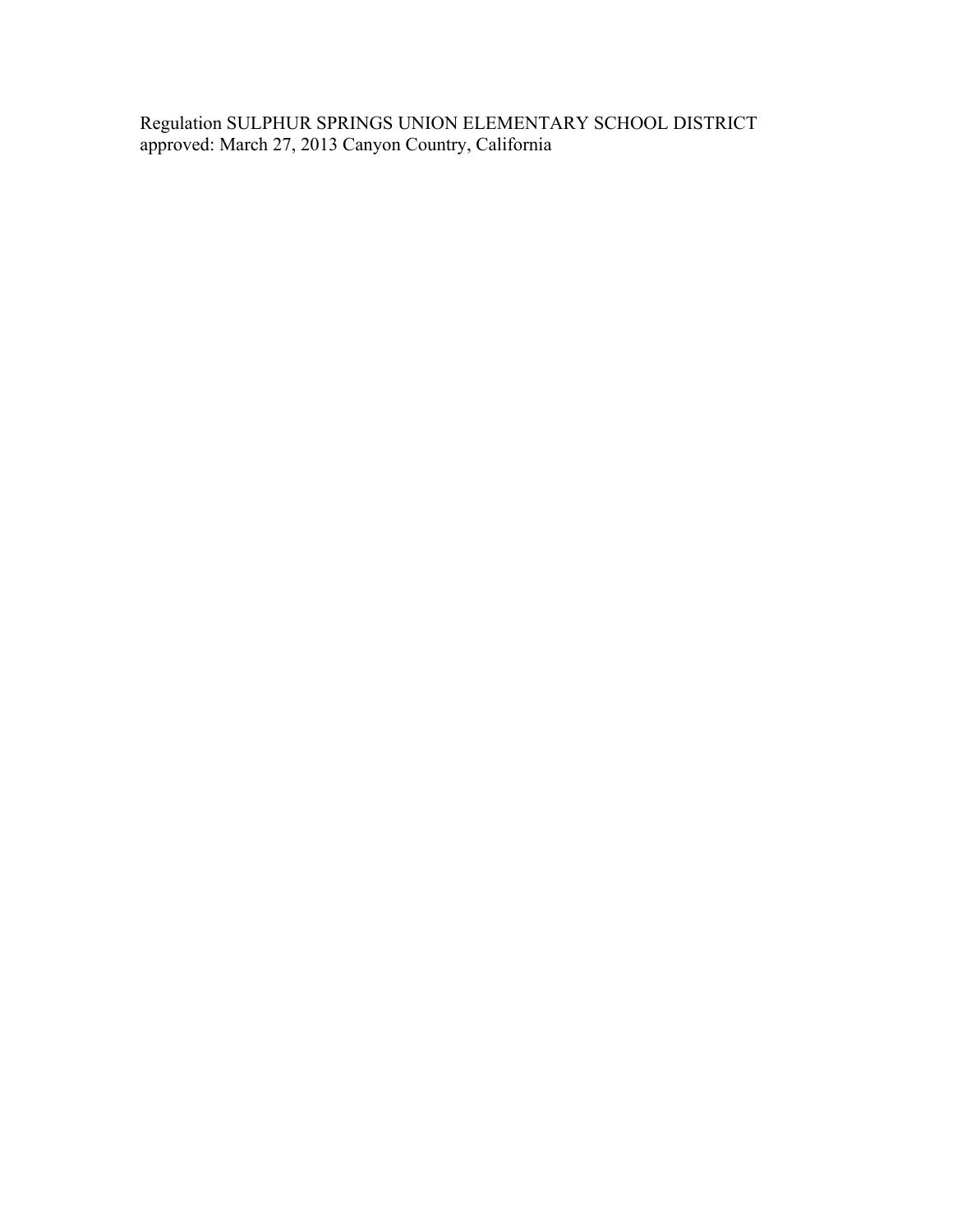Regulation SULPHUR SPRINGS UNION ELEMENTARY SCHOOL DISTRICT
approved: March 27, 2013 Canyon Country, California